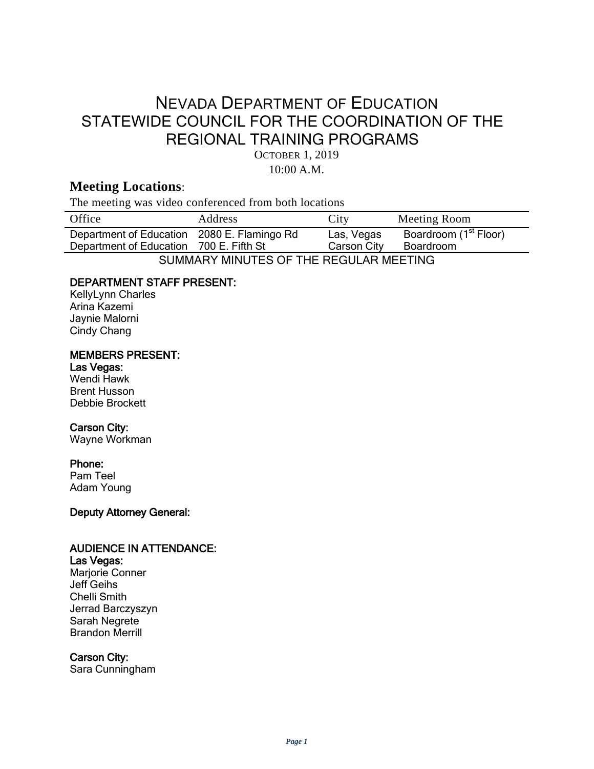# NEVADA DEPARTMENT OF EDUCATION
# STATEWIDE COUNCIL FOR THE COORDINATION OF THE REGIONAL TRAINING PROGRAMS

OCTOBER 1, 2019

10:00 A.M.

## Meeting Locations:

The meeting was video conferenced from both locations

| Office | Address | City | Meeting Room |
| --- | --- | --- | --- |
| Department of Education | 2080 E. Flamingo Rd | Las, Vegas | Boardroom (1st Floor) |
| Department of Education | 700 E. Fifth St | Carson City | Boardroom |

SUMMARY MINUTES OF THE REGULAR MEETING

**DEPARTMENT STAFF PRESENT:**

KellyLynn Charles
Arina Kazemi
Jaynie Malorni
Cindy Chang

**MEMBERS PRESENT:**

**Las Vegas:**

Wendi Hawk
Brent Husson
Debbie Brockett

**Carson City:**

Wayne Workman

**Phone:**

Pam Teel
Adam Young

**Deputy Attorney General:**

**AUDIENCE IN ATTENDANCE:**

**Las Vegas:**

Marjorie Conner
Jeff Geihs
Chelli Smith
Jerrad Barczyszyn
Sarah Negrete
Brandon Merrill

**Carson City:**

Sara Cunningham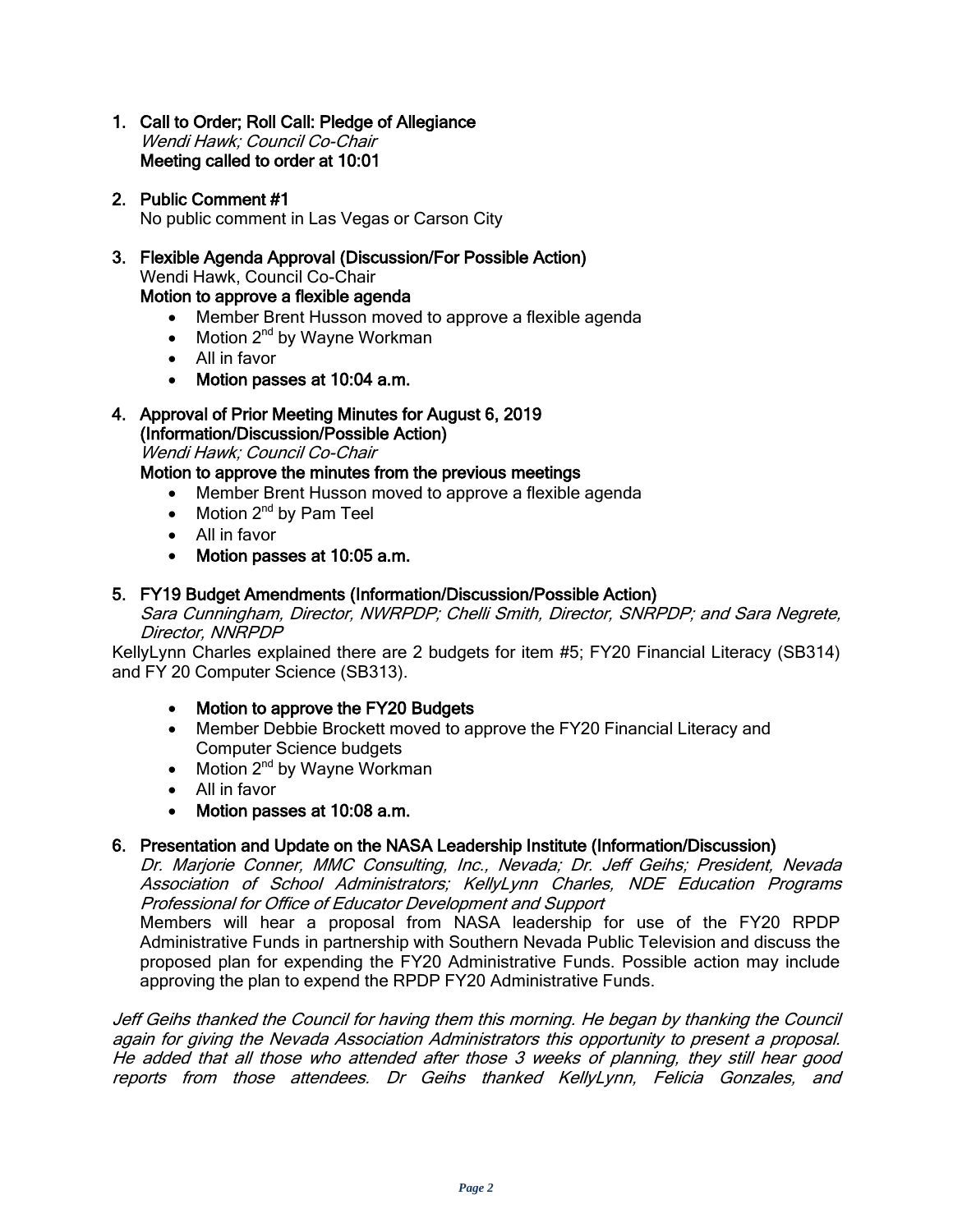1. **Call to Order; Roll Call: Pledge of Allegiance**
   *Wendi Hawk; Council Co-Chair*
   **Meeting called to order at 10:01**

2. **Public Comment #1**
   No public comment in Las Vegas or Carson City

3. **Flexible Agenda Approval (Discussion/For Possible Action)**
   Wendi Hawk, Council Co-Chair
   **Motion to approve a flexible agenda**
   - Member Brent Husson moved to approve a flexible agenda
   - Motion 2nd by Wayne Workman
   - All in favor
   - **Motion passes at 10:04 a.m.**

4. **Approval of Prior Meeting Minutes for August 6, 2019 (Information/Discussion/Possible Action)**
   *Wendi Hawk; Council Co-Chair*
   **Motion to approve the minutes from the previous meetings**
   - Member Brent Husson moved to approve a flexible agenda
   - Motion 2nd by Pam Teel
   - All in favor
   - **Motion passes at 10:05 a.m.**

5. **FY19 Budget Amendments (Information/Discussion/Possible Action)**
   *Sara Cunningham, Director, NWRPDP; Chelli Smith, Director, SNRPDP; and Sara Negrete, Director, NNRPDP*

KellyLynn Charles explained there are 2 budgets for item #5; FY20 Financial Literacy (SB314) and FY 20 Computer Science (SB313).

- **Motion to approve the FY20 Budgets**
- Member Debbie Brockett moved to approve the FY20 Financial Literacy and Computer Science budgets
- Motion 2nd by Wayne Workman
- All in favor
- **Motion passes at 10:08 a.m.**

6. **Presentation and Update on the NASA Leadership Institute (Information/Discussion)**
   *Dr. Marjorie Conner, MMC Consulting, Inc., Nevada; Dr. Jeff Geihs; President, Nevada Association of School Administrators; KellyLynn Charles, NDE Education Programs Professional for Office of Educator Development and Support*
   Members will hear a proposal from NASA leadership for use of the FY20 RPDP Administrative Funds in partnership with Southern Nevada Public Television and discuss the proposed plan for expending the FY20 Administrative Funds. Possible action may include approving the plan to expend the RPDP FY20 Administrative Funds.

*Jeff Geihs thanked the Council for having them this morning. He began by thanking the Council again for giving the Nevada Association Administrators this opportunity to present a proposal. He added that all those who attended after those 3 weeks of planning, they still hear good reports from those attendees. Dr Geihs thanked KellyLynn, Felicia Gonzales, and*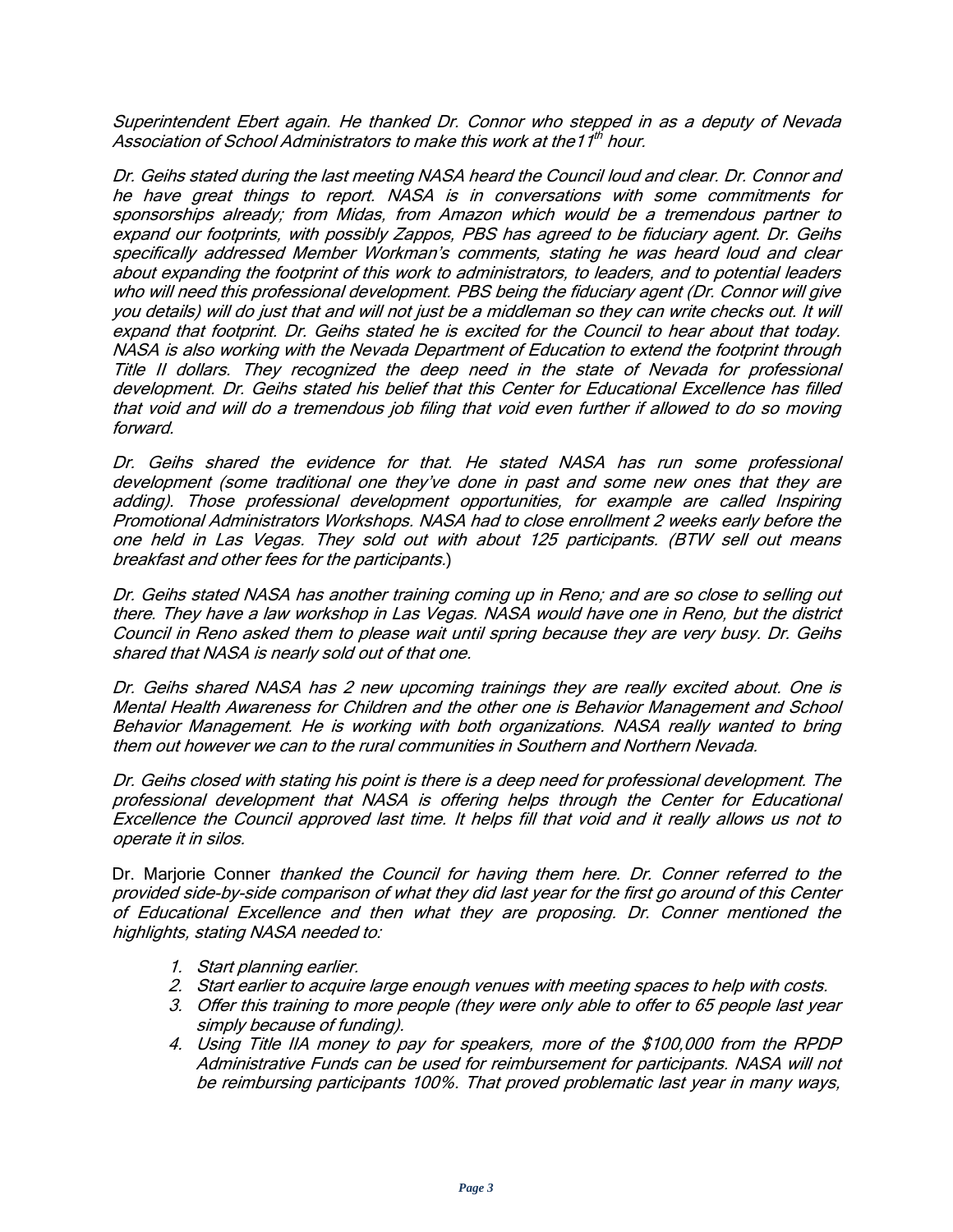*Superintendent Ebert again. He thanked Dr. Connor who stepped in as a deputy of Nevada Association of School Administrators to make this work at the11th hour.*

*Dr. Geihs stated during the last meeting NASA heard the Council loud and clear. Dr. Connor and he have great things to report. NASA is in conversations with some commitments for sponsorships already; from Midas, from Amazon which would be a tremendous partner to expand our footprints, with possibly Zappos, PBS has agreed to be fiduciary agent. Dr. Geihs specifically addressed Member Workman's comments, stating he was heard loud and clear about expanding the footprint of this work to administrators, to leaders, and to potential leaders who will need this professional development. PBS being the fiduciary agent (Dr. Connor will give you details) will do just that and will not just be a middleman so they can write checks out. It will expand that footprint. Dr. Geihs stated he is excited for the Council to hear about that today. NASA is also working with the Nevada Department of Education to extend the footprint through Title II dollars. They recognized the deep need in the state of Nevada for professional development. Dr. Geihs stated his belief that this Center for Educational Excellence has filled that void and will do a tremendous job filing that void even further if allowed to do so moving forward.*

*Dr. Geihs shared the evidence for that. He stated NASA has run some professional development (some traditional one they've done in past and some new ones that they are adding). Those professional development opportunities, for example are called Inspiring Promotional Administrators Workshops. NASA had to close enrollment 2 weeks early before the one held in Las Vegas. They sold out with about 125 participants. (BTW sell out means breakfast and other fees for the participants.)*

*Dr. Geihs stated NASA has another training coming up in Reno; and are so close to selling out there. They have a law workshop in Las Vegas. NASA would have one in Reno, but the district Council in Reno asked them to please wait until spring because they are very busy. Dr. Geihs shared that NASA is nearly sold out of that one.*

*Dr. Geihs shared NASA has 2 new upcoming trainings they are really excited about. One is Mental Health Awareness for Children and the other one is Behavior Management and School Behavior Management. He is working with both organizations. NASA really wanted to bring them out however we can to the rural communities in Southern and Northern Nevada.*

*Dr. Geihs closed with stating his point is there is a deep need for professional development. The professional development that NASA is offering helps through the Center for Educational Excellence the Council approved last time. It helps fill that void and it really allows us not to operate it in silos.*

Dr. Marjorie Conner *thanked the Council for having them here. Dr. Conner referred to the provided side-by-side comparison of what they did last year for the first go around of this Center of Educational Excellence and then what they are proposing. Dr. Conner mentioned the highlights, stating NASA needed to:*

1. *Start planning earlier.*
2. *Start earlier to acquire large enough venues with meeting spaces to help with costs.*
3. *Offer this training to more people (they were only able to offer to 65 people last year simply because of funding).*
4. *Using Title IIA money to pay for speakers, more of the $100,000 from the RPDP Administrative Funds can be used for reimbursement for participants. NASA will not be reimbursing participants 100%. That proved problematic last year in many ways,*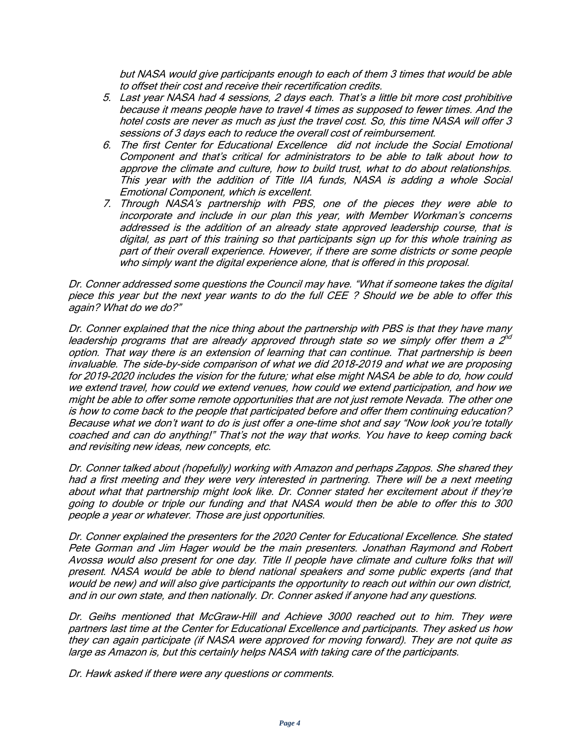but NASA would give participants enough to each of them 3 times that would be able to offset their cost and receive their recertification credits.

5. Last year NASA had 4 sessions, 2 days each. That's a little bit more cost prohibitive because it means people have to travel 4 times as supposed to fewer times. And the hotel costs are never as much as just the travel cost. So, this time NASA will offer 3 sessions of 3 days each to reduce the overall cost of reimbursement.
6. The first Center for Educational Excellence did not include the Social Emotional Component and that's critical for administrators to be able to talk about how to approve the climate and culture, how to build trust, what to do about relationships. This year with the addition of Title IIA funds, NASA is adding a whole Social Emotional Component, which is excellent.
7. Through NASA's partnership with PBS, one of the pieces they were able to incorporate and include in our plan this year, with Member Workman's concerns addressed is the addition of an already state approved leadership course, that is digital, as part of this training so that participants sign up for this whole training as part of their overall experience. However, if there are some districts or some people who simply want the digital experience alone, that is offered in this proposal.

*Dr. Conner addressed some questions the Council may have. "What if someone takes the digital piece this year but the next year wants to do the full CEE ? Should we be able to offer this again? What do we do?"*

*Dr. Conner explained that the nice thing about the partnership with PBS is that they have many leadership programs that are already approved through state so we simply offer them a 2nd option. That way there is an extension of learning that can continue. That partnership is been invaluable. The side-by-side comparison of what we did 2018-2019 and what we are proposing for 2019-2020 includes the vision for the future; what else might NASA be able to do, how could we extend travel, how could we extend venues, how could we extend participation, and how we might be able to offer some remote opportunities that are not just remote Nevada. The other one is how to come back to the people that participated before and offer them continuing education? Because what we don't want to do is just offer a one-time shot and say "Now look you're totally coached and can do anything!" That's not the way that works. You have to keep coming back and revisiting new ideas, new concepts, etc.*

*Dr. Conner talked about (hopefully) working with Amazon and perhaps Zappos. She shared they had a first meeting and they were very interested in partnering. There will be a next meeting about what that partnership might look like. Dr. Conner stated her excitement about if they're going to double or triple our funding and that NASA would then be able to offer this to 300 people a year or whatever. Those are just opportunities.*

*Dr. Conner explained the presenters for the 2020 Center for Educational Excellence. She stated Pete Gorman and Jim Hager would be the main presenters. Jonathan Raymond and Robert Avossa would also present for one day. Title II people have climate and culture folks that will present. NASA would be able to blend national speakers and some public experts (and that would be new) and will also give participants the opportunity to reach out within our own district, and in our own state, and then nationally. Dr. Conner asked if anyone had any questions.*

*Dr. Geihs mentioned that McGraw-Hill and Achieve 3000 reached out to him. They were partners last time at the Center for Educational Excellence and participants. They asked us how they can again participate (if NASA were approved for moving forward). They are not quite as large as Amazon is, but this certainly helps NASA with taking care of the participants.*

*Dr. Hawk asked if there were any questions or comments.*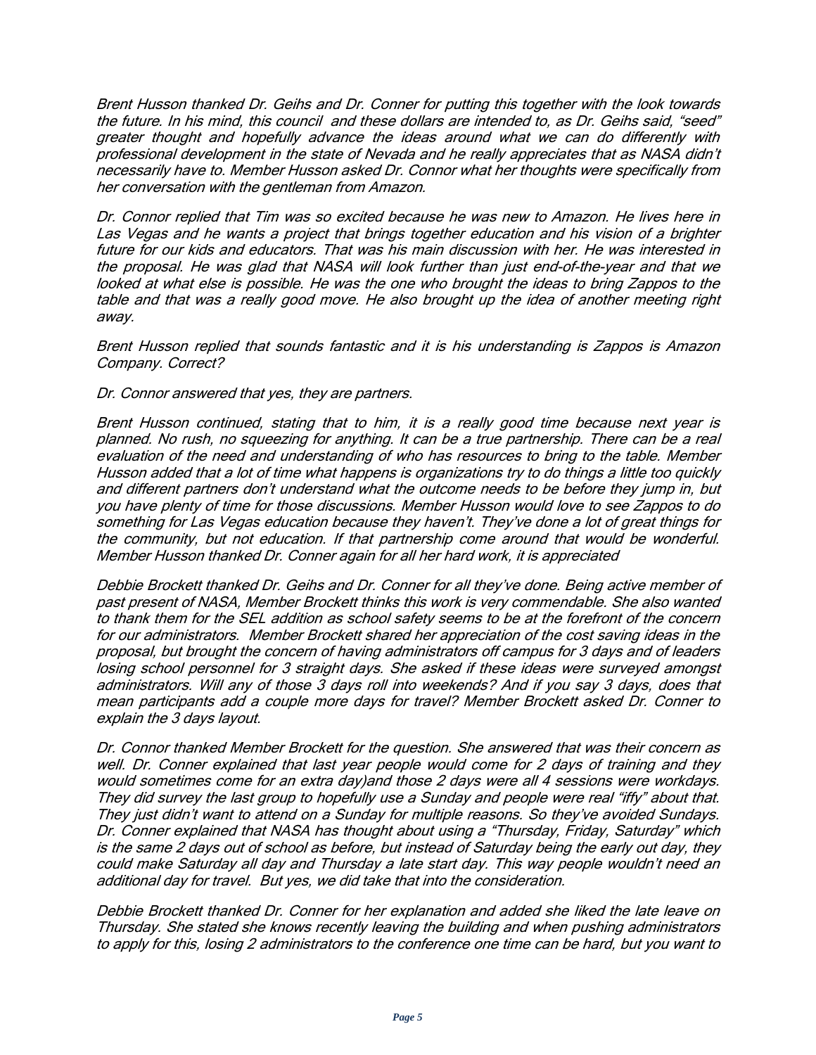*Brent Husson thanked Dr. Geihs and Dr. Conner for putting this together with the look towards the future. In his mind, this council and these dollars are intended to, as Dr. Geihs said, "seed" greater thought and hopefully advance the ideas around what we can do differently with professional development in the state of Nevada and he really appreciates that as NASA didn't necessarily have to. Member Husson asked Dr. Connor what her thoughts were specifically from her conversation with the gentleman from Amazon.*

*Dr. Connor replied that Tim was so excited because he was new to Amazon. He lives here in Las Vegas and he wants a project that brings together education and his vision of a brighter future for our kids and educators. That was his main discussion with her. He was interested in the proposal. He was glad that NASA will look further than just end-of-the-year and that we looked at what else is possible. He was the one who brought the ideas to bring Zappos to the table and that was a really good move. He also brought up the idea of another meeting right away.*

*Brent Husson replied that sounds fantastic and it is his understanding is Zappos is Amazon Company. Correct?*

*Dr. Connor answered that yes, they are partners.*

*Brent Husson continued, stating that to him, it is a really good time because next year is planned. No rush, no squeezing for anything. It can be a true partnership. There can be a real evaluation of the need and understanding of who has resources to bring to the table. Member Husson added that a lot of time what happens is organizations try to do things a little too quickly and different partners don't understand what the outcome needs to be before they jump in, but you have plenty of time for those discussions. Member Husson would love to see Zappos to do something for Las Vegas education because they haven't. They've done a lot of great things for the community, but not education. If that partnership come around that would be wonderful. Member Husson thanked Dr. Conner again for all her hard work, it is appreciated*

*Debbie Brockett thanked Dr. Geihs and Dr. Conner for all they've done. Being active member of past present of NASA, Member Brockett thinks this work is very commendable. She also wanted to thank them for the SEL addition as school safety seems to be at the forefront of the concern for our administrators. Member Brockett shared her appreciation of the cost saving ideas in the proposal, but brought the concern of having administrators off campus for 3 days and of leaders losing school personnel for 3 straight days. She asked if these ideas were surveyed amongst administrators. Will any of those 3 days roll into weekends? And if you say 3 days, does that mean participants add a couple more days for travel? Member Brockett asked Dr. Conner to explain the 3 days layout.*

*Dr. Connor thanked Member Brockett for the question. She answered that was their concern as well. Dr. Conner explained that last year people would come for 2 days of training and they would sometimes come for an extra day)and those 2 days were all 4 sessions were workdays. They did survey the last group to hopefully use a Sunday and people were real "iffy" about that. They just didn't want to attend on a Sunday for multiple reasons. So they've avoided Sundays. Dr. Conner explained that NASA has thought about using a "Thursday, Friday, Saturday" which is the same 2 days out of school as before, but instead of Saturday being the early out day, they could make Saturday all day and Thursday a late start day. This way people wouldn't need an additional day for travel. But yes, we did take that into the consideration.*

*Debbie Brockett thanked Dr. Conner for her explanation and added she liked the late leave on Thursday. She stated she knows recently leaving the building and when pushing administrators to apply for this, losing 2 administrators to the conference one time can be hard, but you want to*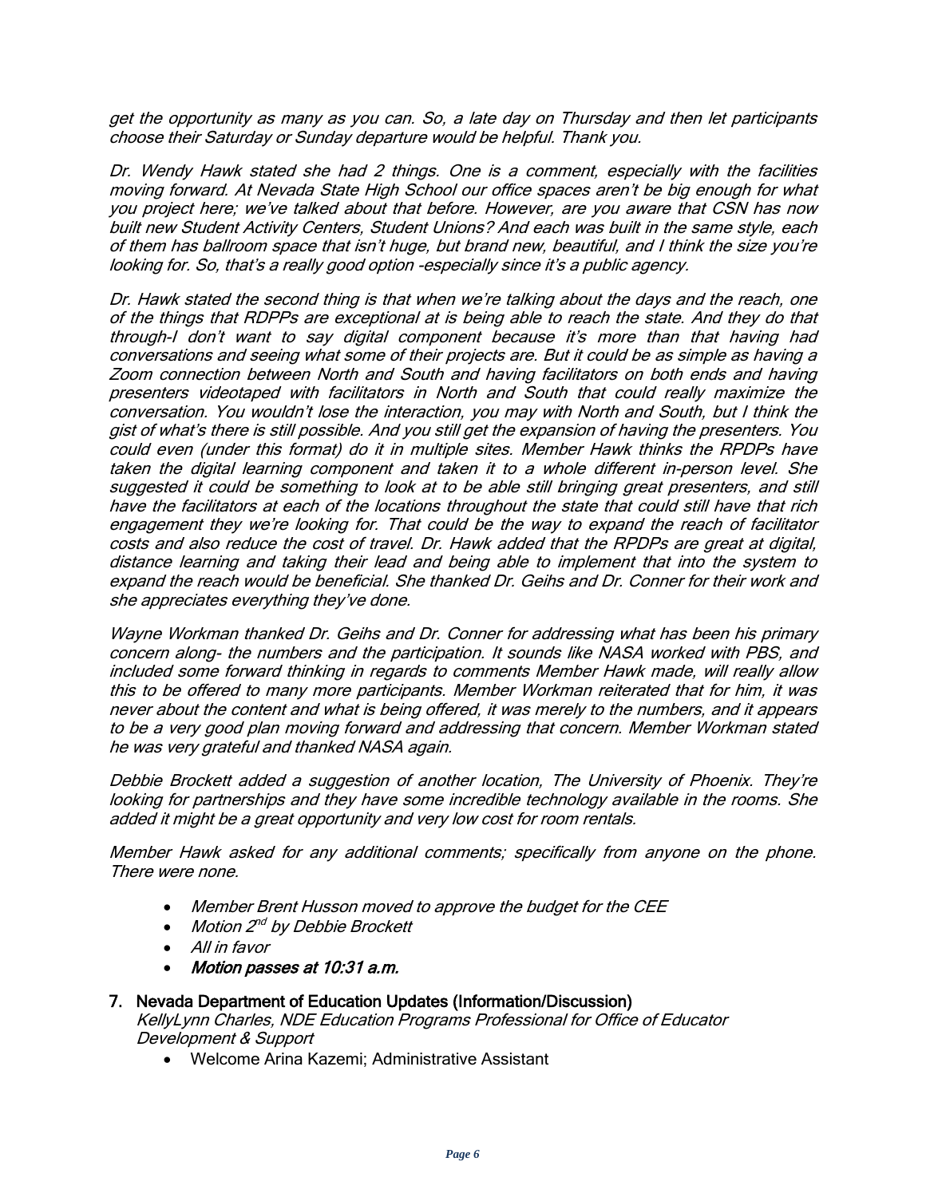*get the opportunity as many as you can. So, a late day on Thursday and then let participants choose their Saturday or Sunday departure would be helpful. Thank you.*

*Dr. Wendy Hawk stated she had 2 things. One is a comment, especially with the facilities moving forward. At Nevada State High School our office spaces aren't be big enough for what you project here; we've talked about that before. However, are you aware that CSN has now built new Student Activity Centers, Student Unions? And each was built in the same style, each of them has ballroom space that isn't huge, but brand new, beautiful, and I think the size you're looking for. So, that's a really good option -especially since it's a public agency.*

*Dr. Hawk stated the second thing is that when we're talking about the days and the reach, one of the things that RDPPs are exceptional at is being able to reach the state. And they do that through-I don't want to say digital component because it's more than that having had conversations and seeing what some of their projects are. But it could be as simple as having a Zoom connection between North and South and having facilitators on both ends and having presenters videotaped with facilitators in North and South that could really maximize the conversation. You wouldn't lose the interaction, you may with North and South, but I think the gist of what's there is still possible. And you still get the expansion of having the presenters. You could even (under this format) do it in multiple sites. Member Hawk thinks the RPDPs have taken the digital learning component and taken it to a whole different in-person level. She suggested it could be something to look at to be able still bringing great presenters, and still have the facilitators at each of the locations throughout the state that could still have that rich engagement they we're looking for. That could be the way to expand the reach of facilitator costs and also reduce the cost of travel. Dr. Hawk added that the RPDPs are great at digital, distance learning and taking their lead and being able to implement that into the system to expand the reach would be beneficial. She thanked Dr. Geihs and Dr. Conner for their work and she appreciates everything they've done.*

*Wayne Workman thanked Dr. Geihs and Dr. Conner for addressing what has been his primary concern along- the numbers and the participation. It sounds like NASA worked with PBS, and included some forward thinking in regards to comments Member Hawk made, will really allow this to be offered to many more participants. Member Workman reiterated that for him, it was never about the content and what is being offered, it was merely to the numbers, and it appears to be a very good plan moving forward and addressing that concern. Member Workman stated he was very grateful and thanked NASA again.*

*Debbie Brockett added a suggestion of another location, The University of Phoenix. They're looking for partnerships and they have some incredible technology available in the rooms. She added it might be a great opportunity and very low cost for room rentals.*

*Member Hawk asked for any additional comments; specifically from anyone on the phone. There were none.*

- *Member Brent Husson moved to approve the budget for the CEE*
- *Motion 2nd by Debbie Brockett*
- *All in favor*
- ***Motion passes at 10:31 a.m.***

**7. Nevada Department of Education Updates (Information/Discussion)**
*KellyLynn Charles, NDE Education Programs Professional for Office of Educator Development & Support*

- Welcome Arina Kazemi; Administrative Assistant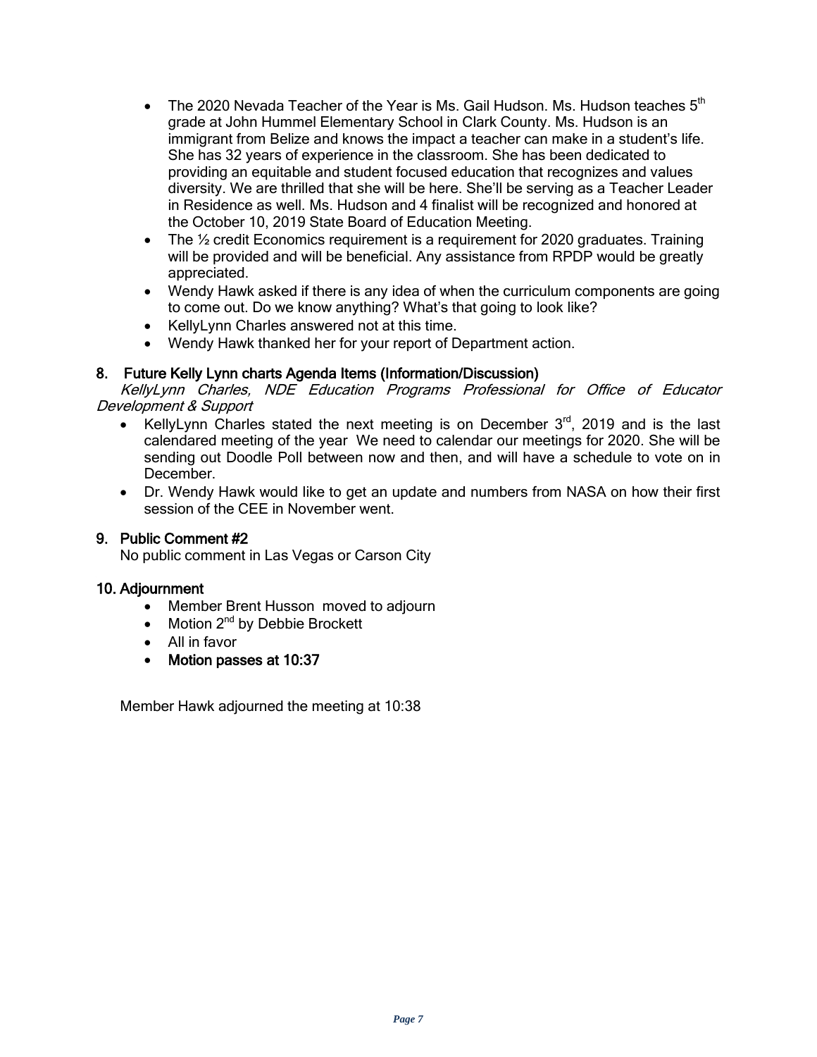- The 2020 Nevada Teacher of the Year is Ms. Gail Hudson. Ms. Hudson teaches 5th grade at John Hummel Elementary School in Clark County. Ms. Hudson is an immigrant from Belize and knows the impact a teacher can make in a student's life. She has 32 years of experience in the classroom. She has been dedicated to providing an equitable and student focused education that recognizes and values diversity. We are thrilled that she will be here. She'll be serving as a Teacher Leader in Residence as well. Ms. Hudson and 4 finalist will be recognized and honored at the October 10, 2019 State Board of Education Meeting.
- The ½ credit Economics requirement is a requirement for 2020 graduates. Training will be provided and will be beneficial. Any assistance from RPDP would be greatly appreciated.
- Wendy Hawk asked if there is any idea of when the curriculum components are going to come out. Do we know anything? What's that going to look like?
- KellyLynn Charles answered not at this time.
- Wendy Hawk thanked her for your report of Department action.

## 8. Future Kelly Lynn charts Agenda Items (Information/Discussion)

*KellyLynn Charles, NDE Education Programs Professional for Office of Educator Development & Support*

- KellyLynn Charles stated the next meeting is on December 3rd, 2019 and is the last calendared meeting of the year We need to calendar our meetings for 2020. She will be sending out Doodle Poll between now and then, and will have a schedule to vote on in December.
- Dr. Wendy Hawk would like to get an update and numbers from NASA on how their first session of the CEE in November went.

## 9. Public Comment #2

No public comment in Las Vegas or Carson City

## 10. Adjournment

- Member Brent Husson moved to adjourn
- Motion 2nd by Debbie Brockett
- All in favor
- **Motion passes at 10:37**

Member Hawk adjourned the meeting at 10:38